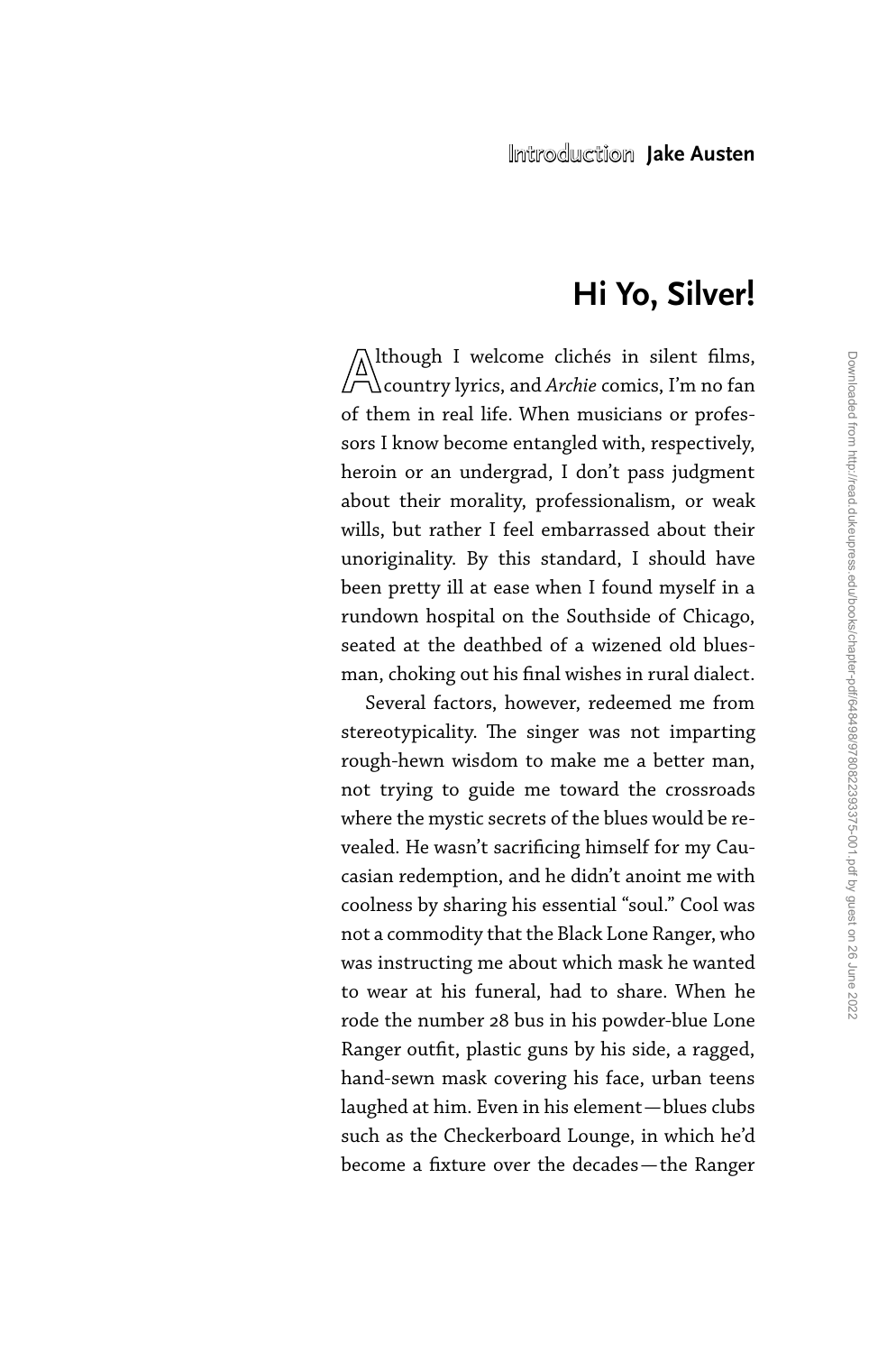Introduction **Jake Austen**

# Hi Yo, Silver!

Although I welcome clichés in silent films, country lyrics, and *Archie* comics, I'm no fan of them in real life. When musicians or professors I know become entangled with, respectively, heroin or an undergrad, I don't pass judgment about their morality, professionalism, or weak wills, but rather I feel embarrassed about their unoriginality. By this standard, I should have been pretty ill at ease when I found myself in a rundown hospital on the Southside of Chicago, seated at the deathbed of a wizened old bluesman, choking out his final wishes in rural dialect.

Several factors, however, redeemed me from stereotypicality. The singer was not imparting rough-hewn wisdom to make me a better man, not trying to guide me toward the crossroads where the mystic secrets of the blues would be revealed. He wasn't sacrificing himself for my Caucasian redemption, and he didn't anoint me with coolness by sharing his essential "soul." Cool was not a commodity that the Black Lone Ranger, who was instructing me about which mask he wanted to wear at his funeral, had to share. When he rode the number 28 bus in his powder-blue Lone Ranger outfit, plastic guns by his side, a ragged, hand-sewn mask covering his face, urban teens laughed at him. Even in his element—blues clubs such as the Checkerboard Lounge, in which he'd become a fixture over the decades—the Ranger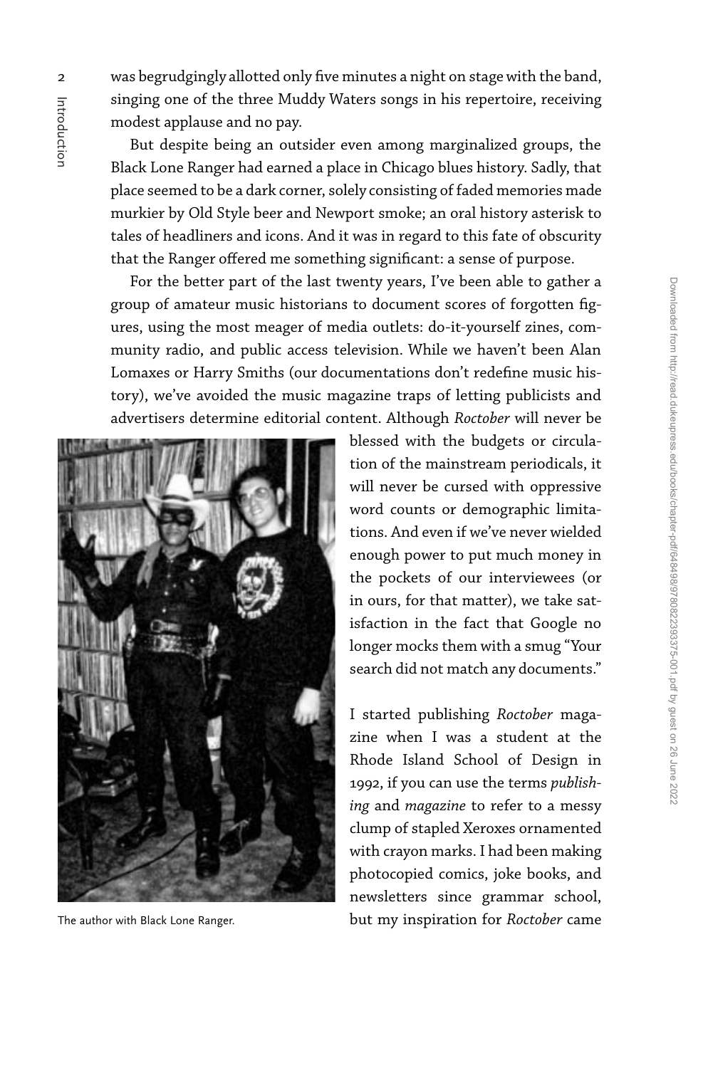was begrudgingly allotted only five minutes a night on stage with the band, singing one of the three Muddy Waters songs in his repertoire, receiving modest applause and no pay.

But despite being an outsider even among marginalized groups, the Black Lone Ranger had earned a place in Chicago blues history. Sadly, that place seemed to be a dark corner, solely consisting of faded memories made murkier by Old Style beer and Newport smoke; an oral history asterisk to tales of headliners and icons. And it was in regard to this fate of obscurity that the Ranger offered me something significant: a sense of purpose.

For the better part of the last twenty years, I've been able to gather a group of amateur music historians to document scores of forgotten figures, using the most meager of media outlets: do-it-yourself zines, community radio, and public access television. While we haven't been Alan Lomaxes or Harry Smiths (our documentations don't redefine music history), we've avoided the music magazine traps of letting publicists and advertisers determine editorial content. Although *Roctober* will never be blessed with the budgets or circulation of the mainstream periodicals, it will never be cursed with oppressive word counts or demographic limitations. And even if we've never wielded enough power to put much money in the pockets of our interviewees (or in ours, for that matter), we take satisfaction in the fact that Google no longer mocks them with a smug "Your search did not match any documents."

The author with Black Lone Ranger.

I started publishing *Roctober* magazine when I was a student at the Rhode Island School of Design in 1992, if you can use the terms *publishing* and *magazine* to refer to a messy clump of stapled Xeroxes ornamented with crayon marks. I had been making photocopied comics, joke books, and newsletters since grammar school, but my inspiration for *Roctober* came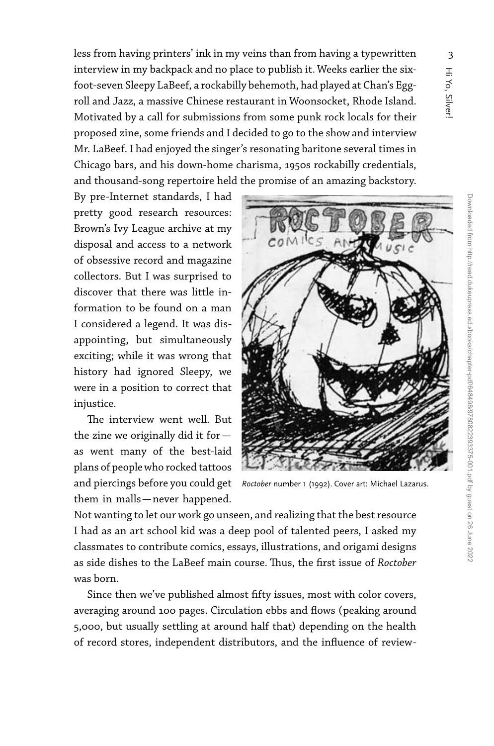less from having printers' ink in my veins than from having a typewritten interview in my backpack and no place to publish it. Weeks earlier the six-foot-seven Sleepy LaBeef, a rockabilly behemoth, had played at Chan's Eggroll and Jazz, a massive Chinese restaurant in Woonsocket, Rhode Island. Motivated by a call for submissions from some punk rock locals for their proposed zine, some friends and I decided to go to the show and interview Mr. LaBeef. I had enjoyed the singer's resonating baritone several times in Chicago bars, and his down-home charisma, 1950s rockabilly credentials, and thousand-song repertoire held the promise of an amazing backstory. By pre-Internet standards, I had pretty good research resources: Brown's Ivy League archive at my disposal and access to a network of obsessive record and magazine collectors. But I was surprised to discover that there was little information to be found on a man I considered a legend. It was disappointing, but simultaneously exciting; while it was wrong that history had ignored Sleepy, we were in a position to correct that injustice.

The interview went well. But the zine we originally did it for—as went many of the best-laid plans of people who rocked tattoos and piercings before you could get them in malls—never happened. Not wanting to let our work go unseen, and realizing that the best resource I had as an art school kid was a deep pool of talented peers, I asked my classmates to contribute comics, essays, illustrations, and origami designs as side dishes to the LaBeef main course. Thus, the first issue of *Roctober* was born.

*Roctober* number 1 (1992). Cover art: Michael Lazarus.

Since then we've published almost fifty issues, most with color covers, averaging around 100 pages. Circulation ebbs and flows (peaking around 5,000, but usually settling at around half that) depending on the health of record stores, independent distributors, and the influence of review-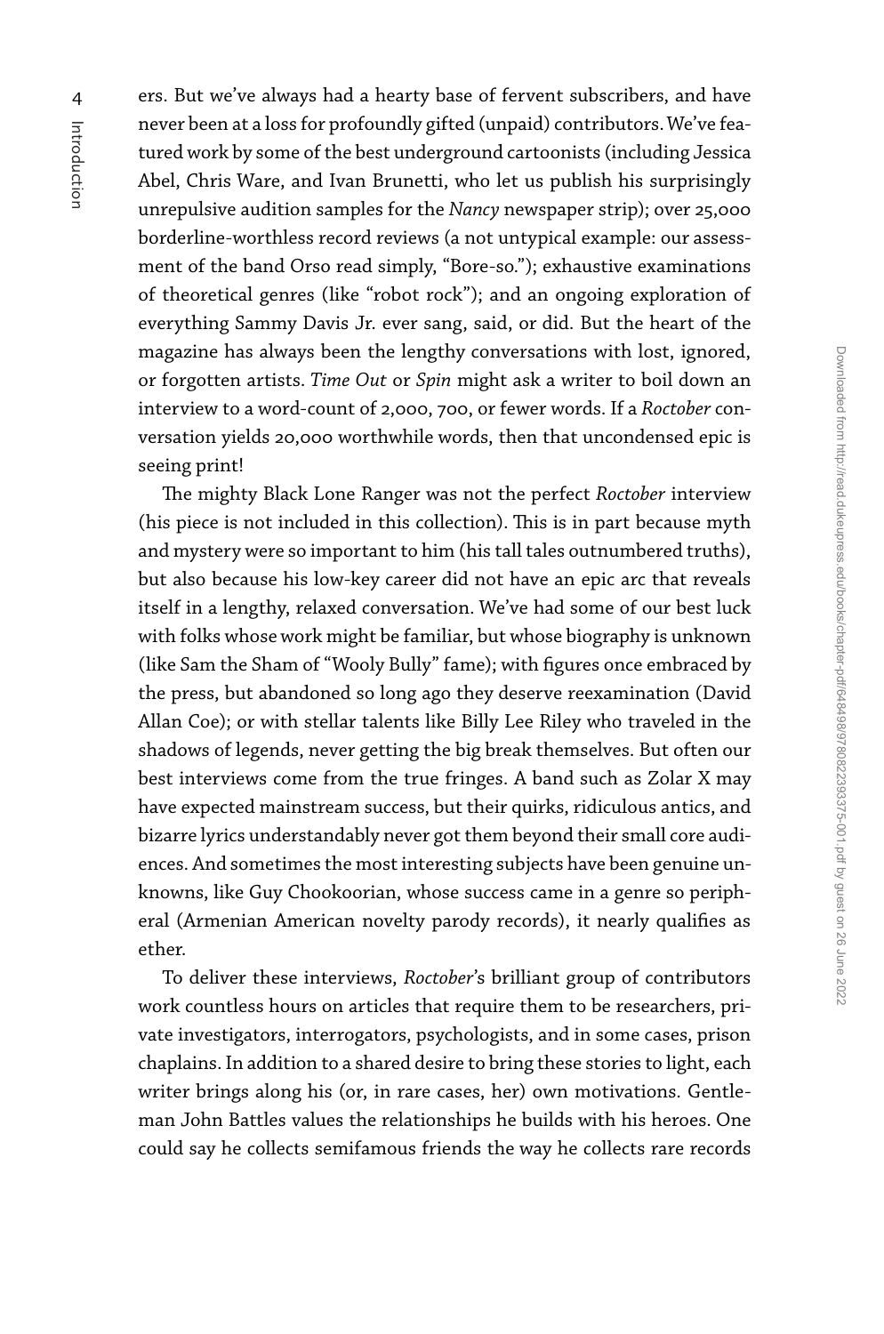ers. But we've always had a hearty base of fervent subscribers, and have never been at a loss for profoundly gifted (unpaid) contributors. We've featured work by some of the best underground cartoonists (including Jessica Abel, Chris Ware, and Ivan Brunetti, who let us publish his surprisingly unrepulsive audition samples for the *Nancy* newspaper strip); over 25,000 borderline-worthless record reviews (a not untypical example: our assessment of the band Orso read simply, "Bore-so."); exhaustive examinations of theoretical genres (like "robot rock"); and an ongoing exploration of everything Sammy Davis Jr. ever sang, said, or did. But the heart of the magazine has always been the lengthy conversations with lost, ignored, or forgotten artists. *Time Out* or *Spin* might ask a writer to boil down an interview to a word-count of 2,000, 700, or fewer words. If a *Roctober* conversation yields 20,000 worthwhile words, then that uncondensed epic is seeing print!

The mighty Black Lone Ranger was not the perfect *Roctober* interview (his piece is not included in this collection). This is in part because myth and mystery were so important to him (his tall tales outnumbered truths), but also because his low-key career did not have an epic arc that reveals itself in a lengthy, relaxed conversation. We've had some of our best luck with folks whose work might be familiar, but whose biography is unknown (like Sam the Sham of "Wooly Bully" fame); with figures once embraced by the press, but abandoned so long ago they deserve reexamination (David Allan Coe); or with stellar talents like Billy Lee Riley who traveled in the shadows of legends, never getting the big break themselves. But often our best interviews come from the true fringes. A band such as Zolar X may have expected mainstream success, but their quirks, ridiculous antics, and bizarre lyrics understandably never got them beyond their small core audiences. And sometimes the most interesting subjects have been genuine unknowns, like Guy Chookoorian, whose success came in a genre so peripheral (Armenian American novelty parody records), it nearly qualifies as ether.

To deliver these interviews, *Roctober*'s brilliant group of contributors work countless hours on articles that require them to be researchers, private investigators, interrogators, psychologists, and in some cases, prison chaplains. In addition to a shared desire to bring these stories to light, each writer brings along his (or, in rare cases, her) own motivations. Gentleman John Battles values the relationships he builds with his heroes. One could say he collects semifamous friends the way he collects rare records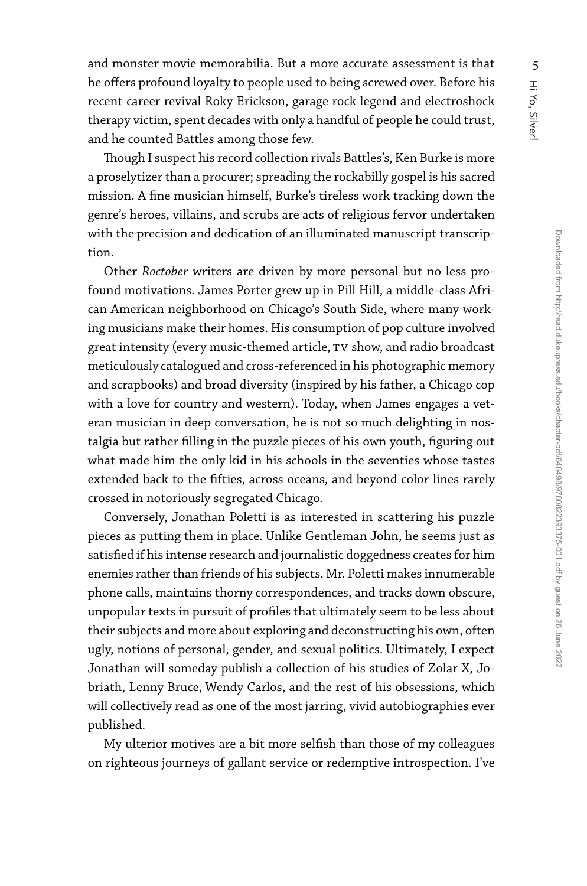and monster movie memorabilia. But a more accurate assessment is that he offers profound loyalty to people used to being screwed over. Before his recent career revival Roky Erickson, garage rock legend and electroshock therapy victim, spent decades with only a handful of people he could trust, and he counted Battles among those few.

Though I suspect his record collection rivals Battles's, Ken Burke is more a proselytizer than a procurer; spreading the rockabilly gospel is his sacred mission. A fine musician himself, Burke's tireless work tracking down the genre's heroes, villains, and scrubs are acts of religious fervor undertaken with the precision and dedication of an illuminated manuscript transcription.

Other *Roctober* writers are driven by more personal but no less profound motivations. James Porter grew up in Pill Hill, a middle-class African American neighborhood on Chicago's South Side, where many working musicians make their homes. His consumption of pop culture involved great intensity (every music-themed article, TV show, and radio broadcast meticulously catalogued and cross-referenced in his photographic memory and scrapbooks) and broad diversity (inspired by his father, a Chicago cop with a love for country and western). Today, when James engages a veteran musician in deep conversation, he is not so much delighting in nostalgia but rather filling in the puzzle pieces of his own youth, figuring out what made him the only kid in his schools in the seventies whose tastes extended back to the fifties, across oceans, and beyond color lines rarely crossed in notoriously segregated Chicago.

Conversely, Jonathan Poletti is as interested in scattering his puzzle pieces as putting them in place. Unlike Gentleman John, he seems just as satisfied if his intense research and journalistic doggedness creates for him enemies rather than friends of his subjects. Mr. Poletti makes innumerable phone calls, maintains thorny correspondences, and tracks down obscure, unpopular texts in pursuit of profiles that ultimately seem to be less about their subjects and more about exploring and deconstructing his own, often ugly, notions of personal, gender, and sexual politics. Ultimately, I expect Jonathan will someday publish a collection of his studies of Zolar X, Jobriath, Lenny Bruce, Wendy Carlos, and the rest of his obsessions, which will collectively read as one of the most jarring, vivid autobiographies ever published.

My ulterior motives are a bit more selfish than those of my colleagues on righteous journeys of gallant service or redemptive introspection. I've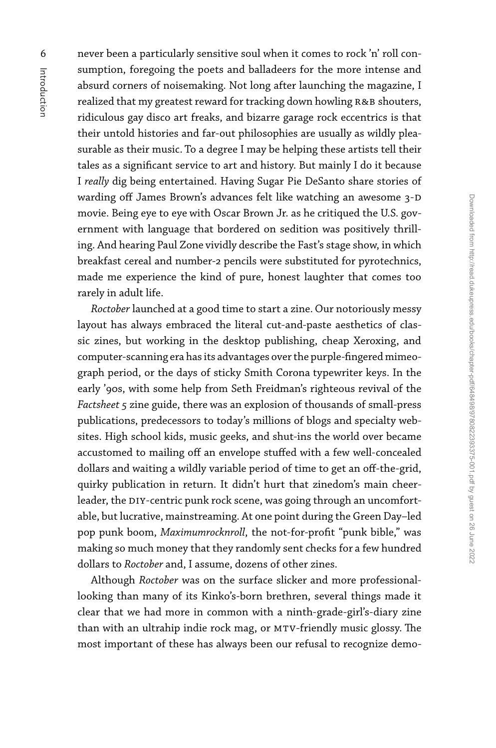never been a particularly sensitive soul when it comes to rock 'n' roll consumption, foregoing the poets and balladeers for the more intense and absurd corners of noisemaking. Not long after launching the magazine, I realized that my greatest reward for tracking down howling R&B shouters, ridiculous gay disco art freaks, and bizarre garage rock eccentrics is that their untold histories and far-out philosophies are usually as wildly pleasurable as their music. To a degree I may be helping these artists tell their tales as a significant service to art and history. But mainly I do it because I *really* dig being entertained. Having Sugar Pie DeSanto share stories of warding off James Brown's advances felt like watching an awesome 3-D movie. Being eye to eye with Oscar Brown Jr. as he critiqued the U.S. government with language that bordered on sedition was positively thrilling. And hearing Paul Zone vividly describe the Fast's stage show, in which breakfast cereal and number-2 pencils were substituted for pyrotechnics, made me experience the kind of pure, honest laughter that comes too rarely in adult life.

*Roctober* launched at a good time to start a zine. Our notoriously messy layout has always embraced the literal cut-and-paste aesthetics of classic zines, but working in the desktop publishing, cheap Xeroxing, and computer-scanning era has its advantages over the purple-fingered mimeograph period, or the days of sticky Smith Corona typewriter keys. In the early '90s, with some help from Seth Freidman's righteous revival of the *Factsheet 5* zine guide, there was an explosion of thousands of small-press publications, predecessors to today's millions of blogs and specialty websites. High school kids, music geeks, and shut-ins the world over became accustomed to mailing off an envelope stuffed with a few well-concealed dollars and waiting a wildly variable period of time to get an off-the-grid, quirky publication in return. It didn't hurt that zinedom's main cheerleader, the DIY-centric punk rock scene, was going through an uncomfortable, but lucrative, mainstreaming. At one point during the Green Day–led pop punk boom, *Maximumrocknroll*, the not-for-profit "punk bible," was making so much money that they randomly sent checks for a few hundred dollars to *Roctober* and, I assume, dozens of other zines.

Although *Roctober* was on the surface slicker and more professional-looking than many of its Kinko's-born brethren, several things made it clear that we had more in common with a ninth-grade-girl's-diary zine than with an ultrahip indie rock mag, or MTV-friendly music glossy. The most important of these has always been our refusal to recognize demo-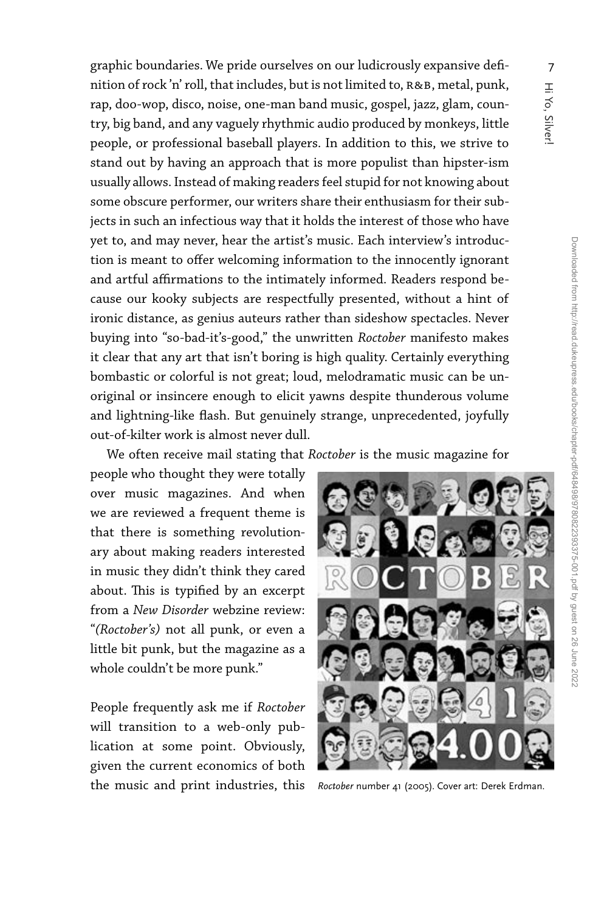graphic boundaries. We pride ourselves on our ludicrously expansive definition of rock 'n' roll, that includes, but is not limited to, R&B, metal, punk, rap, doo-wop, disco, noise, one-man band music, gospel, jazz, glam, country, big band, and any vaguely rhythmic audio produced by monkeys, little people, or professional baseball players. In addition to this, we strive to stand out by having an approach that is more populist than hipster-ism usually allows. Instead of making readers feel stupid for not knowing about some obscure performer, our writers share their enthusiasm for their subjects in such an infectious way that it holds the interest of those who have yet to, and may never, hear the artist's music. Each interview's introduction is meant to offer welcoming information to the innocently ignorant and artful affirmations to the intimately informed. Readers respond because our kooky subjects are respectfully presented, without a hint of ironic distance, as genius auteurs rather than sideshow spectacles. Never buying into "so-bad-it's-good," the unwritten *Roctober* manifesto makes it clear that any art that isn't boring is high quality. Certainly everything bombastic or colorful is not great; loud, melodramatic music can be unoriginal or insincere enough to elicit yawns despite thunderous volume and lightning-like flash. But genuinely strange, unprecedented, joyfully out-of-kilter work is almost never dull.

We often receive mail stating that *Roctober* is the music magazine for people who thought they were totally over music magazines. And when we are reviewed a frequent theme is that there is something revolutionary about making readers interested in music they didn't think they cared about. This is typified by an excerpt from a *New Disorder* webzine review: "*(Roctober's)* not all punk, or even a little bit punk, but the magazine as a whole couldn't be more punk."

*Roctober* number 41 (2005). Cover art: Derek Erdman.

People frequently ask me if *Roctober* will transition to a web-only publication at some point. Obviously, given the current economics of both the music and print industries, this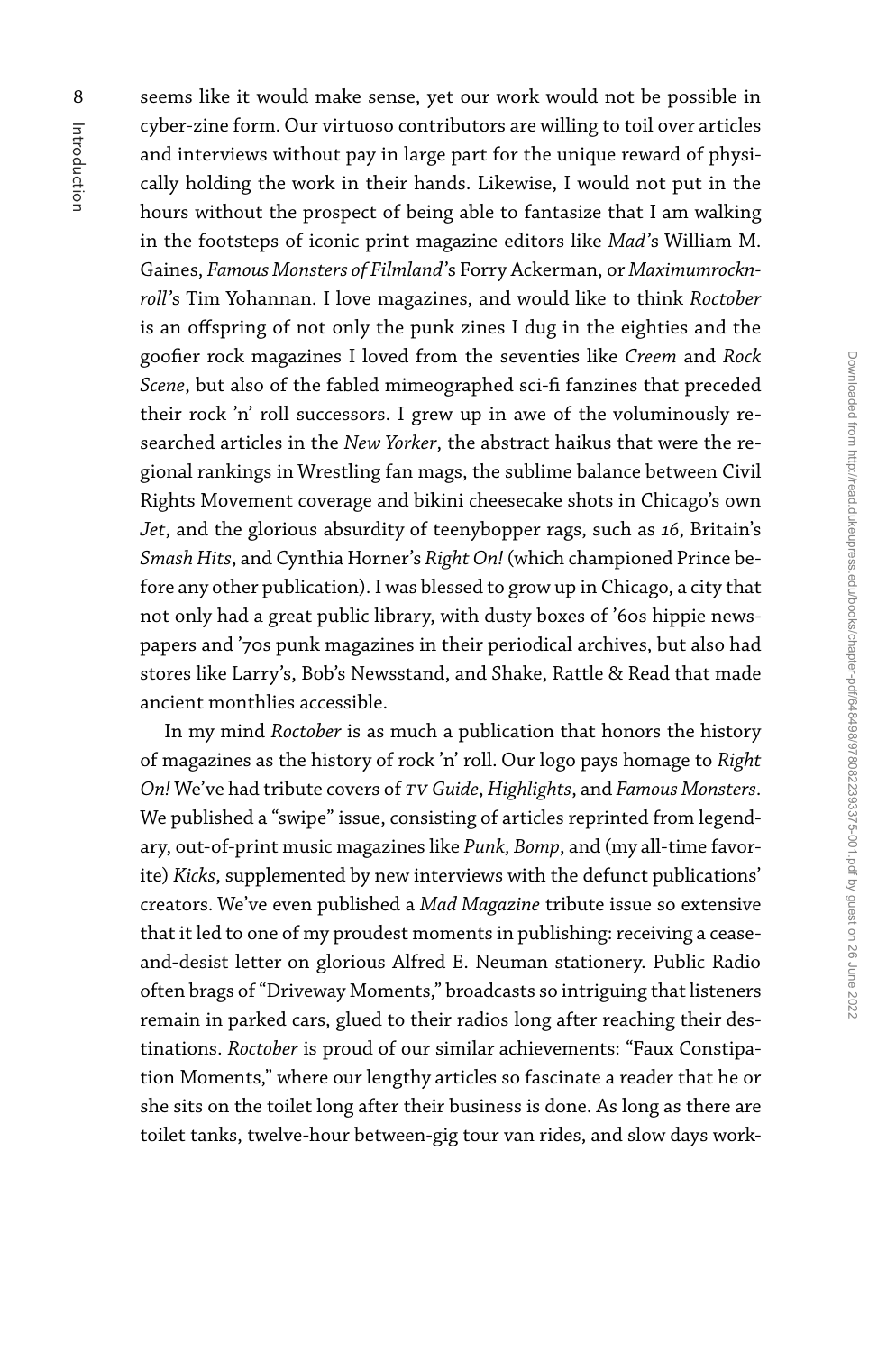seems like it would make sense, yet our work would not be possible in cyber-zine form. Our virtuoso contributors are willing to toil over articles and interviews without pay in large part for the unique reward of physically holding the work in their hands. Likewise, I would not put in the hours without the prospect of being able to fantasize that I am walking in the footsteps of iconic print magazine editors like *Mad*'s William M. Gaines, *Famous Monsters of Filmland*'s Forry Ackerman, or *Maximumrocknroll*'s Tim Yohannan. I love magazines, and would like to think *Roctober* is an offspring of not only the punk zines I dug in the eighties and the goofier rock magazines I loved from the seventies like *Creem* and *Rock Scene*, but also of the fabled mimeographed sci-fi fanzines that preceded their rock 'n' roll successors. I grew up in awe of the voluminously researched articles in the *New Yorker*, the abstract haikus that were the regional rankings in Wrestling fan mags, the sublime balance between Civil Rights Movement coverage and bikini cheesecake shots in Chicago's own *Jet*, and the glorious absurdity of teenybopper rags, such as *16*, Britain's *Smash Hits*, and Cynthia Horner's *Right On!* (which championed Prince before any other publication). I was blessed to grow up in Chicago, a city that not only had a great public library, with dusty boxes of '60s hippie newspapers and '70s punk magazines in their periodical archives, but also had stores like Larry's, Bob's Newsstand, and Shake, Rattle & Read that made ancient monthlies accessible.

In my mind *Roctober* is as much a publication that honors the history of magazines as the history of rock 'n' roll. Our logo pays homage to *Right On!* We've had tribute covers of *TV Guide*, *Highlights*, and *Famous Monsters*. We published a "swipe" issue, consisting of articles reprinted from legendary, out-of-print music magazines like *Punk, Bomp*, and (my all-time favorite) *Kicks*, supplemented by new interviews with the defunct publications' creators. We've even published a *Mad Magazine* tribute issue so extensive that it led to one of my proudest moments in publishing: receiving a cease-and-desist letter on glorious Alfred E. Neuman stationery. Public Radio often brags of "Driveway Moments," broadcasts so intriguing that listeners remain in parked cars, glued to their radios long after reaching their destinations. *Roctober* is proud of our similar achievements: "Faux Constipation Moments," where our lengthy articles so fascinate a reader that he or she sits on the toilet long after their business is done. As long as there are toilet tanks, twelve-hour between-gig tour van rides, and slow days work-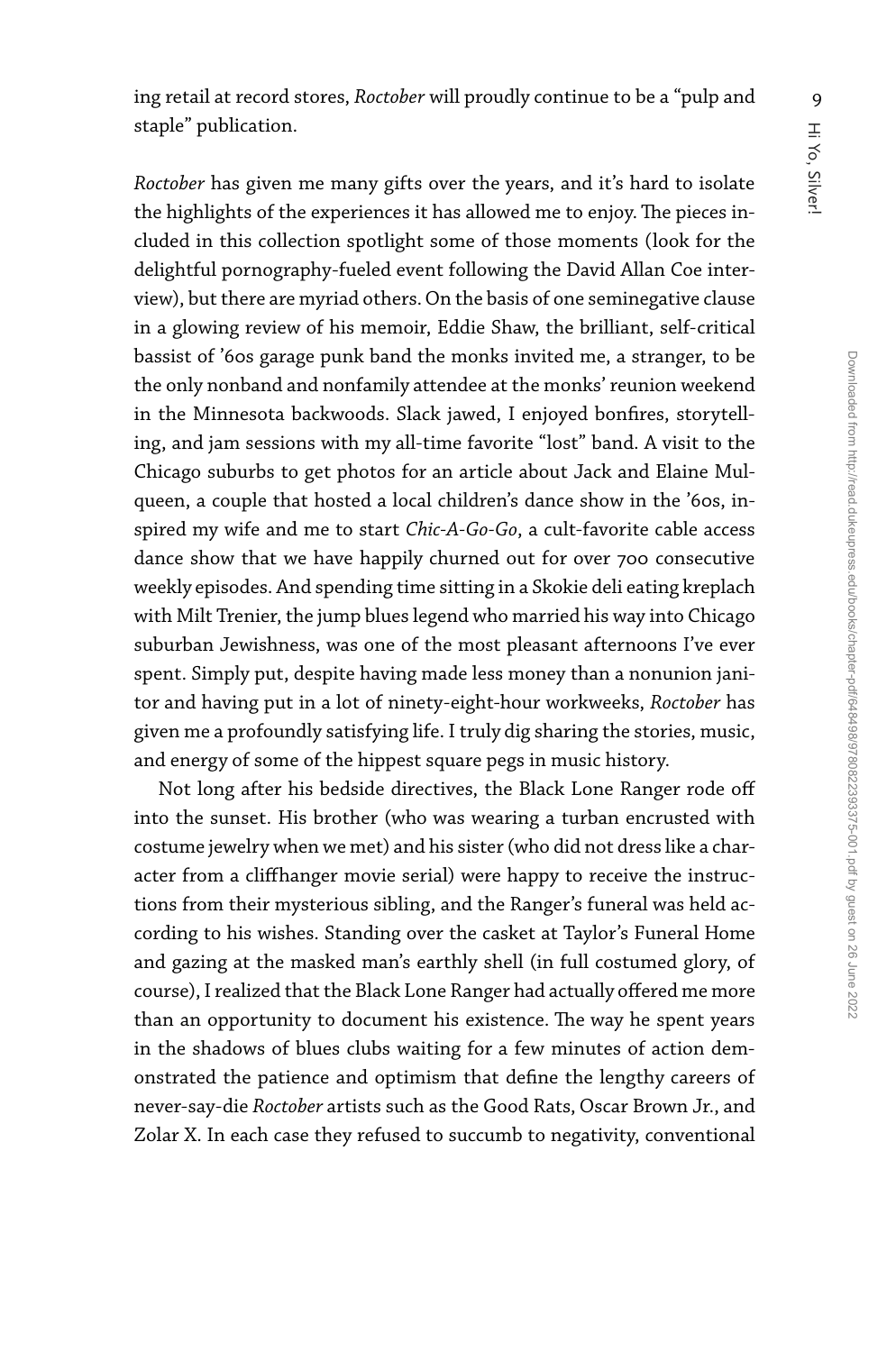ing retail at record stores, *Roctober* will proudly continue to be a "pulp and staple" publication.

*Roctober* has given me many gifts over the years, and it's hard to isolate the highlights of the experiences it has allowed me to enjoy. The pieces included in this collection spotlight some of those moments (look for the delightful pornography-fueled event following the David Allan Coe interview), but there are myriad others. On the basis of one seminegative clause in a glowing review of his memoir, Eddie Shaw, the brilliant, self-critical bassist of '60s garage punk band the monks invited me, a stranger, to be the only nonband and nonfamily attendee at the monks' reunion weekend in the Minnesota backwoods. Slack jawed, I enjoyed bonfires, storytelling, and jam sessions with my all-time favorite "lost" band. A visit to the Chicago suburbs to get photos for an article about Jack and Elaine Mulqueen, a couple that hosted a local children's dance show in the '60s, inspired my wife and me to start *Chic-A-Go-Go*, a cult-favorite cable access dance show that we have happily churned out for over 700 consecutive weekly episodes. And spending time sitting in a Skokie deli eating kreplach with Milt Trenier, the jump blues legend who married his way into Chicago suburban Jewishness, was one of the most pleasant afternoons I've ever spent. Simply put, despite having made less money than a nonunion janitor and having put in a lot of ninety-eight-hour workweeks, *Roctober* has given me a profoundly satisfying life. I truly dig sharing the stories, music, and energy of some of the hippest square pegs in music history.

Not long after his bedside directives, the Black Lone Ranger rode off into the sunset. His brother (who was wearing a turban encrusted with costume jewelry when we met) and his sister (who did not dress like a character from a cliffhanger movie serial) were happy to receive the instructions from their mysterious sibling, and the Ranger's funeral was held according to his wishes. Standing over the casket at Taylor's Funeral Home and gazing at the masked man's earthly shell (in full costumed glory, of course), I realized that the Black Lone Ranger had actually offered me more than an opportunity to document his existence. The way he spent years in the shadows of blues clubs waiting for a few minutes of action demonstrated the patience and optimism that define the lengthy careers of never-say-die *Roctober* artists such as the Good Rats, Oscar Brown Jr., and Zolar X. In each case they refused to succumb to negativity, conventional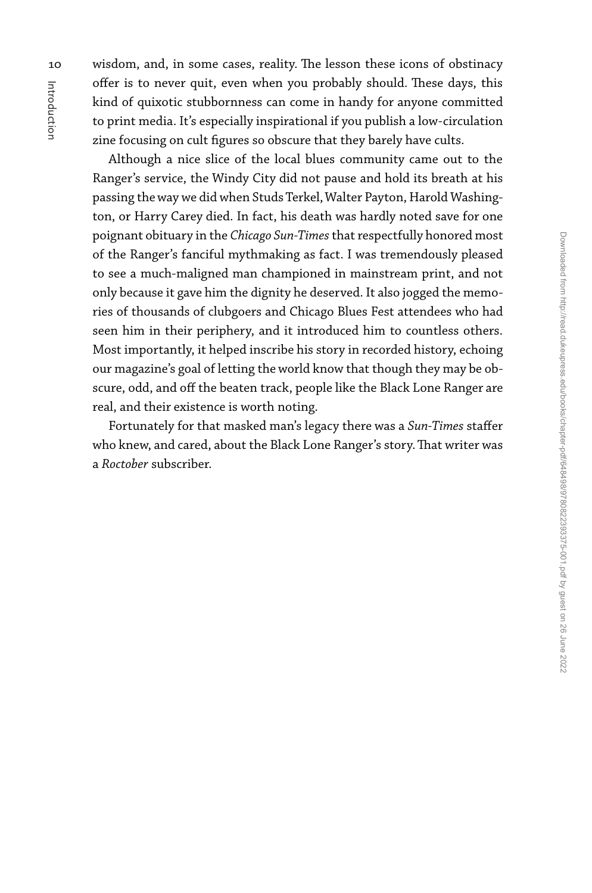wisdom, and, in some cases, reality. The lesson these icons of obstinacy offer is to never quit, even when you probably should. These days, this kind of quixotic stubbornness can come in handy for anyone committed to print media. It's especially inspirational if you publish a low-circulation zine focusing on cult figures so obscure that they barely have cults.

Although a nice slice of the local blues community came out to the Ranger's service, the Windy City did not pause and hold its breath at his passing the way we did when Studs Terkel, Walter Payton, Harold Washington, or Harry Carey died. In fact, his death was hardly noted save for one poignant obituary in the *Chicago Sun-Times* that respectfully honored most of the Ranger's fanciful mythmaking as fact. I was tremendously pleased to see a much-maligned man championed in mainstream print, and not only because it gave him the dignity he deserved. It also jogged the memories of thousands of clubgoers and Chicago Blues Fest attendees who had seen him in their periphery, and it introduced him to countless others. Most importantly, it helped inscribe his story in recorded history, echoing our magazine's goal of letting the world know that though they may be obscure, odd, and off the beaten track, people like the Black Lone Ranger are real, and their existence is worth noting.

Fortunately for that masked man's legacy there was a *Sun-Times* staffer who knew, and cared, about the Black Lone Ranger's story. That writer was a *Roctober* subscriber.